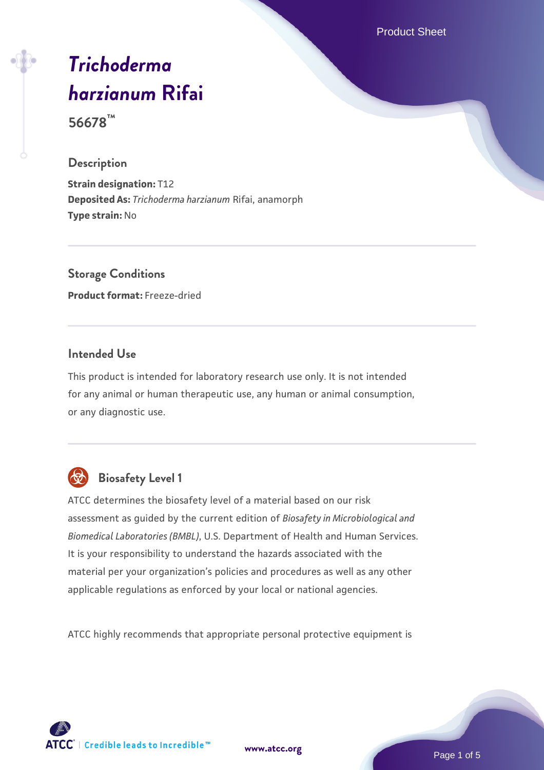# *Trichoderma harzianum* Rifai

**56678™**

## Description

**Strain designation:** T12
**Deposited As:** *Trichoderma harzianum* Rifai, anamorph
**Type strain:** No

## Storage Conditions

**Product format:** Freeze-dried

## Intended Use

This product is intended for laboratory research use only. It is not intended for any animal or human therapeutic use, any human or animal consumption, or any diagnostic use.

## Biosafety Level 1

ATCC determines the biosafety level of a material based on our risk assessment as guided by the current edition of *Biosafety in Microbiological and Biomedical Laboratories (BMBL)*, U.S. Department of Health and Human Services. It is your responsibility to understand the hazards associated with the material per your organization's policies and procedures as well as any other applicable regulations as enforced by your local or national agencies.

ATCC highly recommends that appropriate personal protective equipment is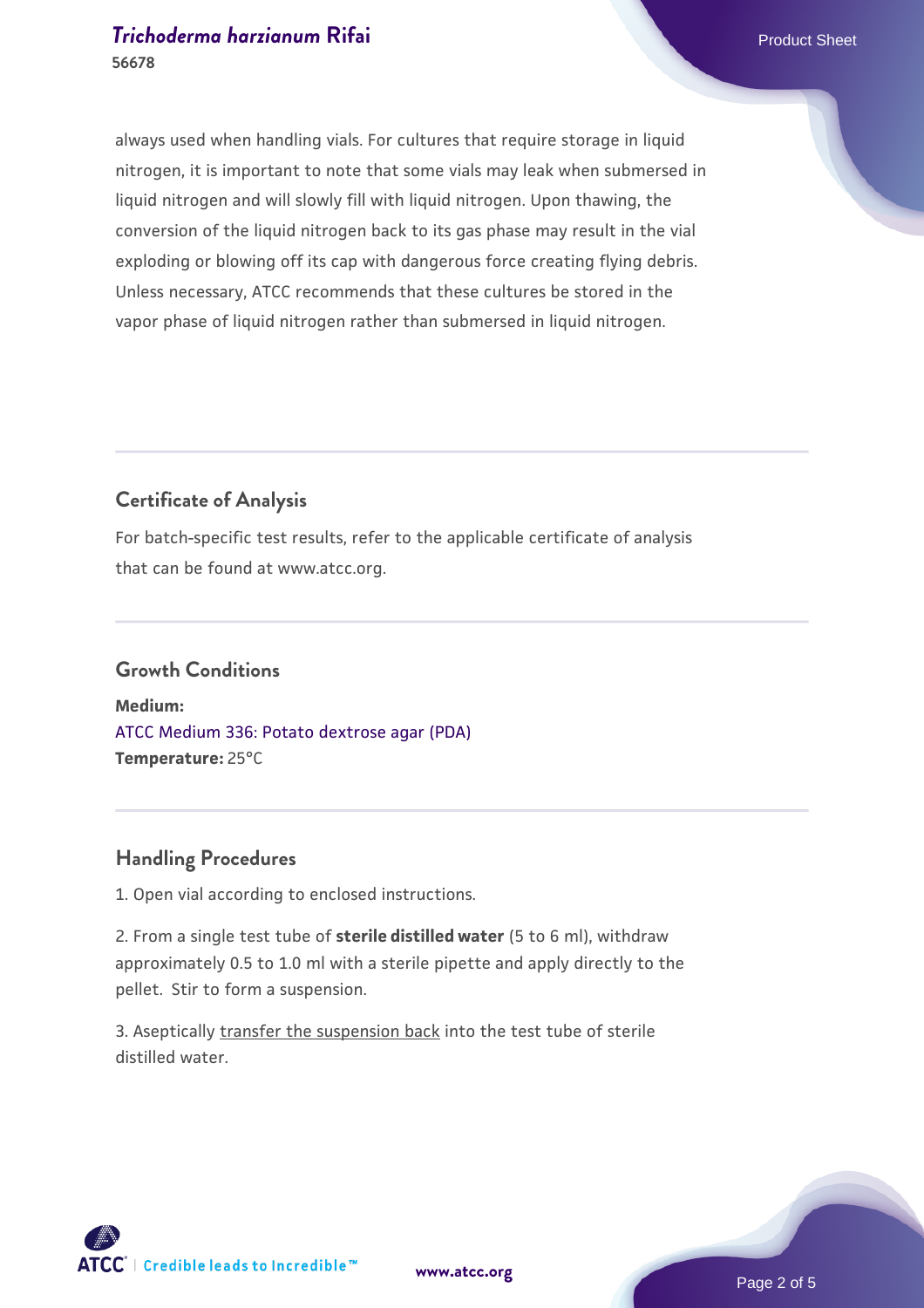always used when handling vials. For cultures that require storage in liquid nitrogen, it is important to note that some vials may leak when submersed in liquid nitrogen and will slowly fill with liquid nitrogen. Upon thawing, the conversion of the liquid nitrogen back to its gas phase may result in the vial exploding or blowing off its cap with dangerous force creating flying debris. Unless necessary, ATCC recommends that these cultures be stored in the vapor phase of liquid nitrogen rather than submersed in liquid nitrogen.

## Certificate of Analysis

For batch-specific test results, refer to the applicable certificate of analysis that can be found at www.atcc.org.

## Growth Conditions

**Medium:**
ATCC Medium 336: Potato dextrose agar (PDA)
**Temperature:** 25°C

## Handling Procedures

1. Open vial according to enclosed instructions.

2. From a single test tube of **sterile distilled water** (5 to 6 ml), withdraw approximately 0.5 to 1.0 ml with a sterile pipette and apply directly to the pellet. Stir to form a suspension.

3. Aseptically transfer the suspension back into the test tube of sterile distilled water.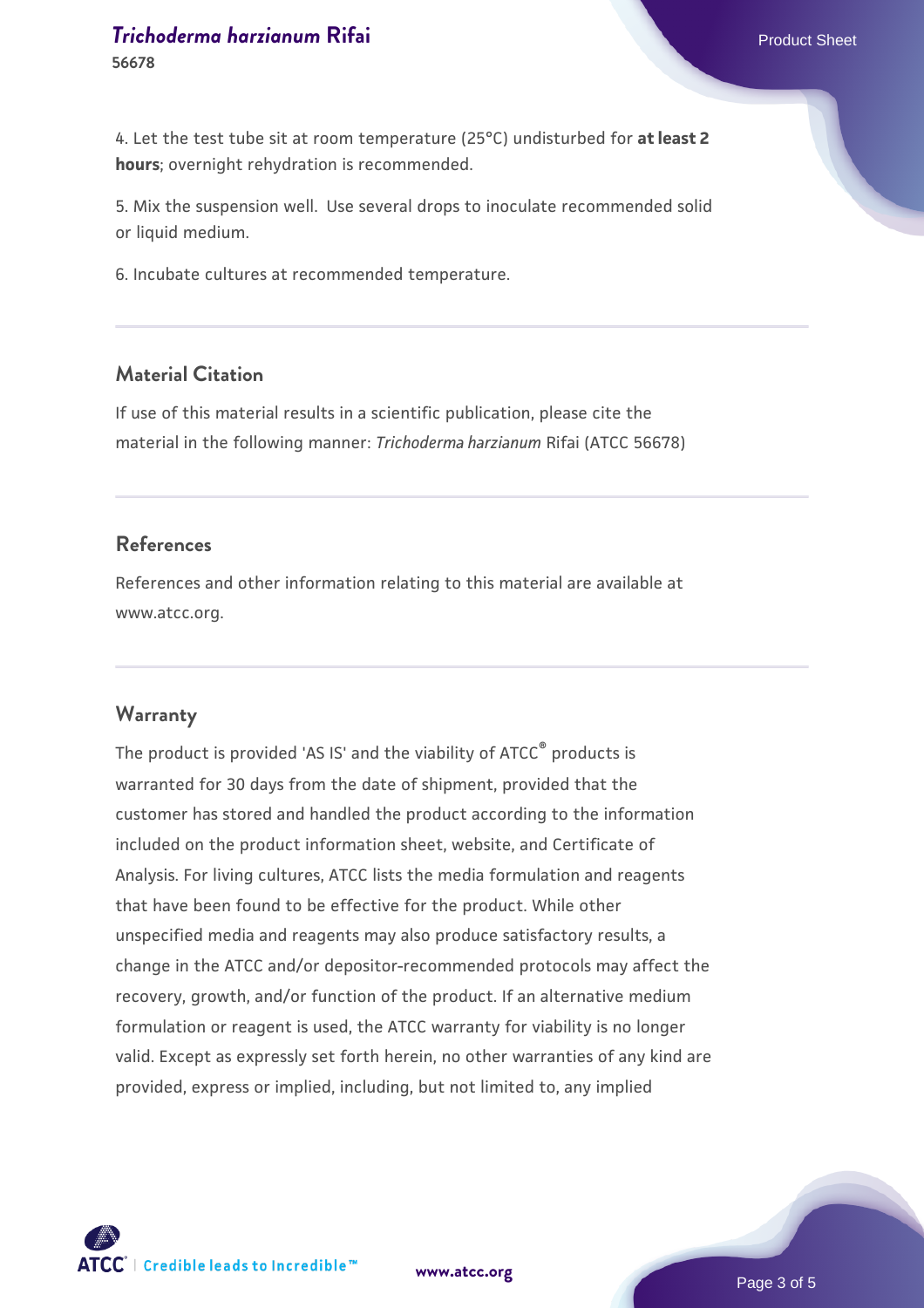4. Let the test tube sit at room temperature (25°C) undisturbed for **at least 2 hours**; overnight rehydration is recommended.

5. Mix the suspension well. Use several drops to inoculate recommended solid or liquid medium.

6. Incubate cultures at recommended temperature.

## Material Citation

If use of this material results in a scientific publication, please cite the material in the following manner: *Trichoderma harzianum* Rifai (ATCC 56678)

## References

References and other information relating to this material are available at www.atcc.org.

## Warranty

The product is provided 'AS IS' and the viability of ATCC® products is warranted for 30 days from the date of shipment, provided that the customer has stored and handled the product according to the information included on the product information sheet, website, and Certificate of Analysis. For living cultures, ATCC lists the media formulation and reagents that have been found to be effective for the product. While other unspecified media and reagents may also produce satisfactory results, a change in the ATCC and/or depositor-recommended protocols may affect the recovery, growth, and/or function of the product. If an alternative medium formulation or reagent is used, the ATCC warranty for viability is no longer valid. Except as expressly set forth herein, no other warranties of any kind are provided, express or implied, including, but not limited to, any implied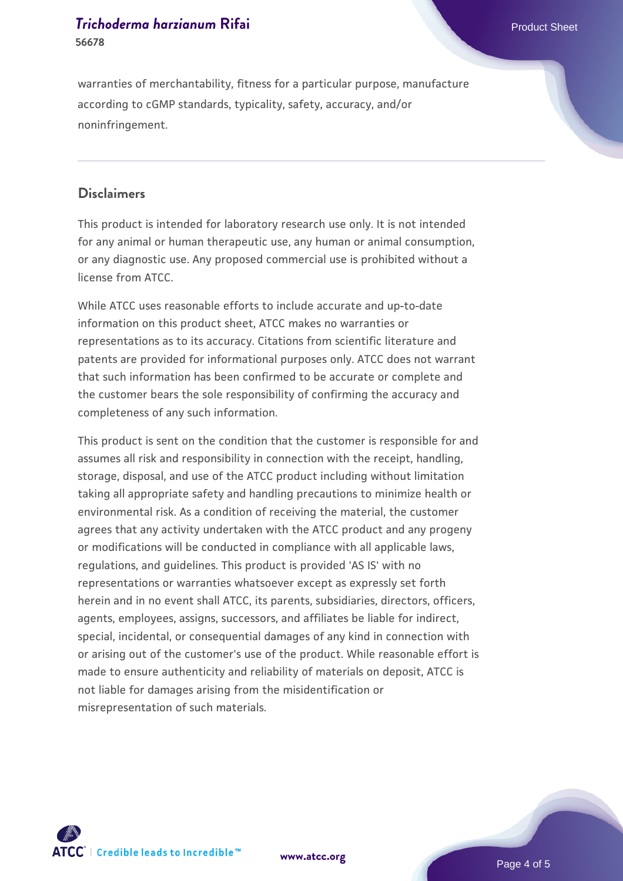warranties of merchantability, fitness for a particular purpose, manufacture according to cGMP standards, typicality, safety, accuracy, and/or noninfringement.

## Disclaimers

This product is intended for laboratory research use only. It is not intended for any animal or human therapeutic use, any human or animal consumption, or any diagnostic use. Any proposed commercial use is prohibited without a license from ATCC.

While ATCC uses reasonable efforts to include accurate and up-to-date information on this product sheet, ATCC makes no warranties or representations as to its accuracy. Citations from scientific literature and patents are provided for informational purposes only. ATCC does not warrant that such information has been confirmed to be accurate or complete and the customer bears the sole responsibility of confirming the accuracy and completeness of any such information.

This product is sent on the condition that the customer is responsible for and assumes all risk and responsibility in connection with the receipt, handling, storage, disposal, and use of the ATCC product including without limitation taking all appropriate safety and handling precautions to minimize health or environmental risk. As a condition of receiving the material, the customer agrees that any activity undertaken with the ATCC product and any progeny or modifications will be conducted in compliance with all applicable laws, regulations, and guidelines. This product is provided 'AS IS' with no representations or warranties whatsoever except as expressly set forth herein and in no event shall ATCC, its parents, subsidiaries, directors, officers, agents, employees, assigns, successors, and affiliates be liable for indirect, special, incidental, or consequential damages of any kind in connection with or arising out of the customer's use of the product. While reasonable effort is made to ensure authenticity and reliability of materials on deposit, ATCC is not liable for damages arising from the misidentification or misrepresentation of such materials.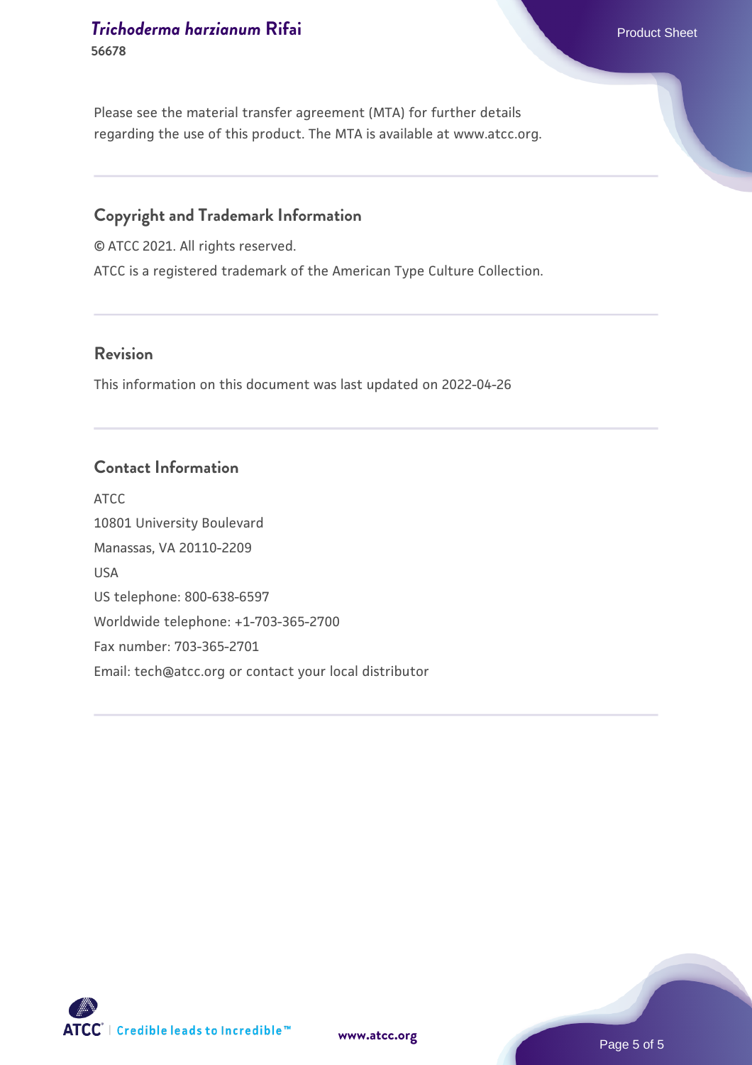Please see the material transfer agreement (MTA) for further details regarding the use of this product. The MTA is available at www.atcc.org.

## Copyright and Trademark Information

© ATCC 2021. All rights reserved.

ATCC is a registered trademark of the American Type Culture Collection.

## Revision

This information on this document was last updated on 2022-04-26

## Contact Information

ATCC
10801 University Boulevard
Manassas, VA 20110-2209
USA
US telephone: 800-638-6597
Worldwide telephone: +1-703-365-2700
Fax number: 703-365-2701
Email: tech@atcc.org or contact your local distributor